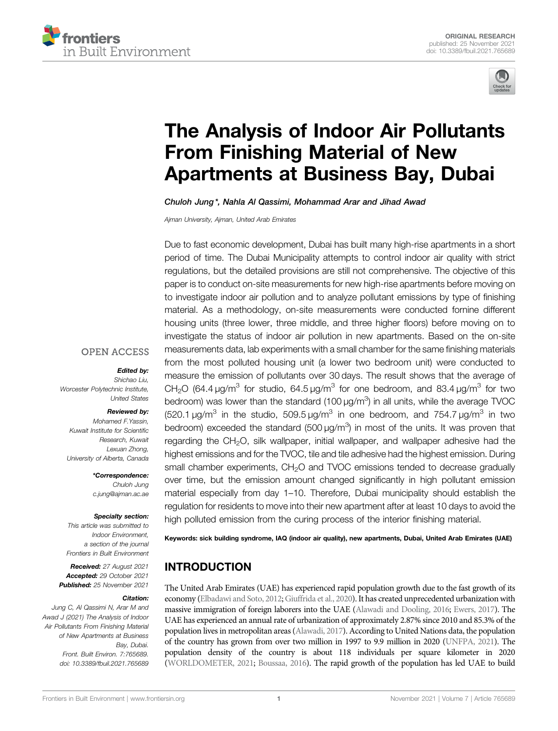ORIGINAL RESEARCH
published: 25 November 2021
doi: 10.3389/fbuil.2021.765689

# The Analysis of Indoor Air Pollutants From Finishing Material of New Apartments at Business Bay, Dubai

*Chuloh Jung\*, Nahla Al Qassimi, Mohammad Arar and Jihad Awad*

*Ajman University, Ajman, United Arab Emirates*

OPEN ACCESS

**Edited by:**
*Shichao Liu,*
*Worcester Polytechnic Institute, United States*

**Reviewed by:**
*Mohamed F.Yassin,*
*Kuwait Institute for Scientific Research, Kuwait*
*Lexuan Zhong,*
*University of Alberta, Canada*

**\*Correspondence:**
*Chuloh Jung*
*c.jung@ajman.ac.ae*

**Specialty section:**
*This article was submitted to Indoor Environment, a section of the journal Frontiers in Built Environment*

**Received:** *27 August 2021*
**Accepted:** *29 October 2021*
**Published:** *25 November 2021*

**Citation:**
*Jung C, Al Qassimi N, Arar M and Awad J (2021) The Analysis of Indoor Air Pollutants From Finishing Material of New Apartments at Business Bay, Dubai. Front. Built Environ. 7:765689. doi: 10.3389/fbuil.2021.765689*

Due to fast economic development, Dubai has built many high-rise apartments in a short period of time. The Dubai Municipality attempts to control indoor air quality with strict regulations, but the detailed provisions are still not comprehensive. The objective of this paper is to conduct on-site measurements for new high-rise apartments before moving on to investigate indoor air pollution and to analyze pollutant emissions by type of finishing material. As a methodology, on-site measurements were conducted fornine different housing units (three lower, three middle, and three higher floors) before moving on to investigate the status of indoor air pollution in new apartments. Based on the on-site measurements data, lab experiments with a small chamber for the same finishing materials from the most polluted housing unit (a lower two bedroom unit) were conducted to measure the emission of pollutants over 30 days. The result shows that the average of $CH_2O$ (64.4 μg/m$^3$ for studio, 64.5 μg/m$^3$ for one bedroom, and 83.4 μg/m$^3$ for two bedroom) was lower than the standard (100 μg/m$^3$) in all units, while the average TVOC (520.1 μg/m$^3$ in the studio, 509.5 μg/m$^3$ in one bedroom, and 754.7 μg/m$^3$ in two bedroom) exceeded the standard (500 μg/m$^3$) in most of the units. It was proven that regarding the $CH_2O$, silk wallpaper, initial wallpaper, and wallpaper adhesive had the highest emissions and for the TVOC, tile and tile adhesive had the highest emission. During small chamber experiments, $CH_2O$ and TVOC emissions tended to decrease gradually over time, but the emission amount changed significantly in high pollutant emission material especially from day 1–10. Therefore, Dubai municipality should establish the regulation for residents to move into their new apartment after at least 10 days to avoid the high polluted emission from the curing process of the interior finishing material.

**Keywords: sick building syndrome, IAQ (indoor air quality), new apartments, Dubai, United Arab Emirates (UAE)**

## INTRODUCTION

The United Arab Emirates (UAE) has experienced rapid population growth due to the fast growth of its economy (Elbadawi and Soto, 2012; Giuffrida et al., 2020). It has created unprecedented urbanization with massive immigration of foreign laborers into the UAE (Alawadi and Dooling, 2016; Ewers, 2017). The UAE has experienced an annual rate of urbanization of approximately 2.87% since 2010 and 85.3% of the population lives in metropolitan areas (Alawadi, 2017). According to United Nations data, the population of the country has grown from over two million in 1997 to 9.9 million in 2020 (UNFPA, 2021). The population density of the country is about 118 individuals per square kilometer in 2020 (WORLDOMETER, 2021; Boussaa, 2016). The rapid growth of the population has led UAE to build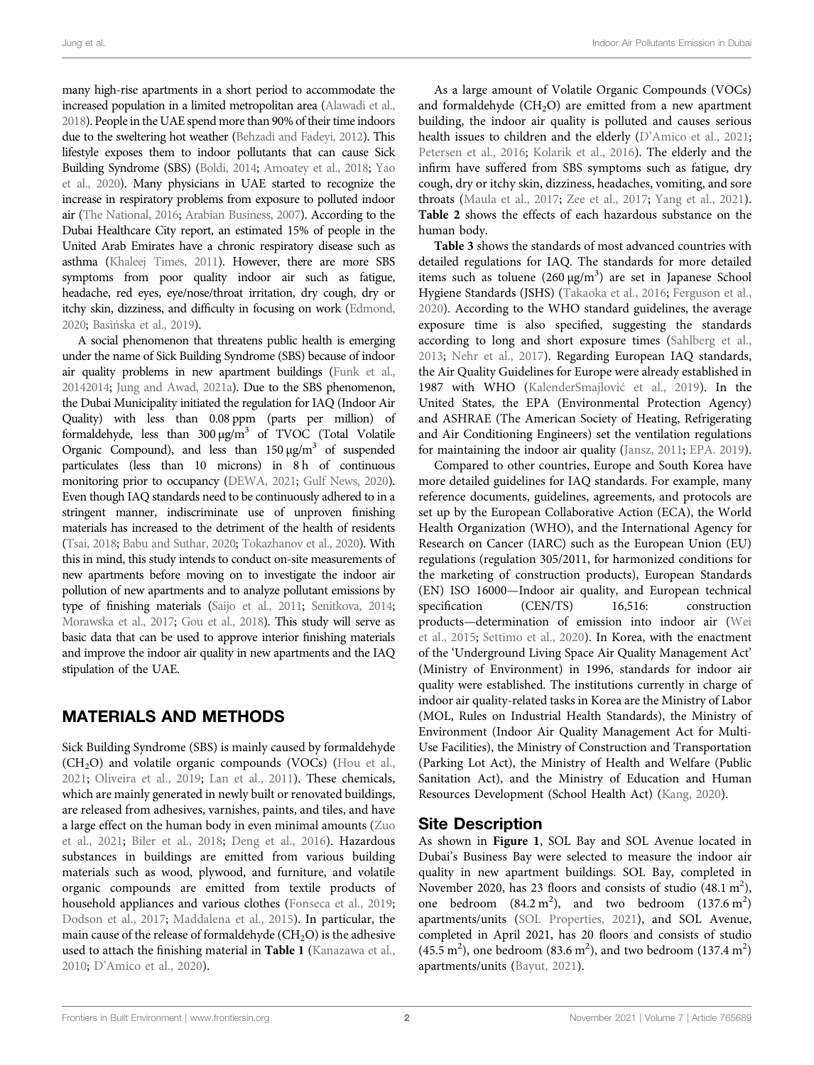many high-rise apartments in a short period to accommodate the increased population in a limited metropolitan area (Alawadi et al., 2018). People in the UAE spend more than 90% of their time indoors due to the sweltering hot weather (Behzadi and Fadeyi, 2012). This lifestyle exposes them to indoor pollutants that can cause Sick Building Syndrome (SBS) (Boldi, 2014; Amoatey et al., 2018; Yao et al., 2020). Many physicians in UAE started to recognize the increase in respiratory problems from exposure to polluted indoor air (The National, 2016; Arabian Business, 2007). According to the Dubai Healthcare City report, an estimated 15% of people in the United Arab Emirates have a chronic respiratory disease such as asthma (Khaleej Times, 2011). However, there are more SBS symptoms from poor quality indoor air such as fatigue, headache, red eyes, eye/nose/throat irritation, dry cough, dry or itchy skin, dizziness, and difficulty in focusing on work (Edmond, 2020; Basińska et al., 2019).

A social phenomenon that threatens public health is emerging under the name of Sick Building Syndrome (SBS) because of indoor air quality problems in new apartment buildings (Funk et al., 20142014; Jung and Awad, 2021a). Due to the SBS phenomenon, the Dubai Municipality initiated the regulation for IAQ (Indoor Air Quality) with less than 0.08 ppm (parts per million) of formaldehyde, less than 300 μg/m$^3$ of TVOC (Total Volatile Organic Compound), and less than 150 μg/m$^3$ of suspended particulates (less than 10 microns) in 8 h of continuous monitoring prior to occupancy (DEWA, 2021; Gulf News, 2020). Even though IAQ standards need to be continuously adhered to in a stringent manner, indiscriminate use of unproven finishing materials has increased to the detriment of the health of residents (Tsai, 2018; Babu and Suthar, 2020; Tokazhanov et al., 2020). With this in mind, this study intends to conduct on-site measurements of new apartments before moving on to investigate the indoor air pollution of new apartments and to analyze pollutant emissions by type of finishing materials (Saijo et al., 2011; Senitkova, 2014; Morawska et al., 2017; Gou et al., 2018). This study will serve as basic data that can be used to approve interior finishing materials and improve the indoor air quality in new apartments and the IAQ stipulation of the UAE.

## MATERIALS AND METHODS

Sick Building Syndrome (SBS) is mainly caused by formaldehyde ($CH_2O$) and volatile organic compounds (VOCs) (Hou et al., 2021; Oliveira et al., 2019; Lan et al., 2011). These chemicals, which are mainly generated in newly built or renovated buildings, are released from adhesives, varnishes, paints, and tiles, and have a large effect on the human body in even minimal amounts (Zuo et al., 2021; Biler et al., 2018; Deng et al., 2016). Hazardous substances in buildings are emitted from various building materials such as wood, plywood, and furniture, and volatile organic compounds are emitted from textile products of household appliances and various clothes (Fonseca et al., 2019; Dodson et al., 2017; Maddalena et al., 2015). In particular, the main cause of the release of formaldehyde ($CH_2O$) is the adhesive used to attach the finishing material in **Table 1** (Kanazawa et al., 2010; D'Amico et al., 2020).

As a large amount of Volatile Organic Compounds (VOCs) and formaldehyde ($CH_2O$) are emitted from a new apartment building, the indoor air quality is polluted and causes serious health issues to children and the elderly (D'Amico et al., 2021; Petersen et al., 2016; Kolarik et al., 2016). The elderly and the infirm have suffered from SBS symptoms such as fatigue, dry cough, dry or itchy skin, dizziness, headaches, vomiting, and sore throats (Maula et al., 2017; Zee et al., 2017; Yang et al., 2021). **Table 2** shows the effects of each hazardous substance on the human body.

**Table 3** shows the standards of most advanced countries with detailed regulations for IAQ. The standards for more detailed items such as toluene (260 μg/m$^3$) are set in Japanese School Hygiene Standards (JSHS) (Takaoka et al., 2016; Ferguson et al., 2020). According to the WHO standard guidelines, the average exposure time is also specified, suggesting the standards according to long and short exposure times (Sahlberg et al., 2013; Nehr et al., 2017). Regarding European IAQ standards, the Air Quality Guidelines for Europe were already established in 1987 with WHO (KalenderSmajlović et al., 2019). In the United States, the EPA (Environmental Protection Agency) and ASHRAE (The American Society of Heating, Refrigerating and Air Conditioning Engineers) set the ventilation regulations for maintaining the indoor air quality (Jansz, 2011; EPA. 2019).

Compared to other countries, Europe and South Korea have more detailed guidelines for IAQ standards. For example, many reference documents, guidelines, agreements, and protocols are set up by the European Collaborative Action (ECA), the World Health Organization (WHO), and the International Agency for Research on Cancer (IARC) such as the European Union (EU) regulations (regulation 305/2011, for harmonized conditions for the marketing of construction products), European Standards (EN) ISO 16000—Indoor air quality, and European technical specification (CEN/TS) 16,516: construction products—determination of emission into indoor air (Wei et al., 2015; Settimo et al., 2020). In Korea, with the enactment of the 'Underground Living Space Air Quality Management Act' (Ministry of Environment) in 1996, standards for indoor air quality were established. The institutions currently in charge of indoor air quality-related tasks in Korea are the Ministry of Labor (MOL, Rules on Industrial Health Standards), the Ministry of Environment (Indoor Air Quality Management Act for Multi-Use Facilities), the Ministry of Construction and Transportation (Parking Lot Act), the Ministry of Health and Welfare (Public Sanitation Act), and the Ministry of Education and Human Resources Development (School Health Act) (Kang, 2020).

### Site Description

As shown in **Figure 1**, SOL Bay and SOL Avenue located in Dubai's Business Bay were selected to measure the indoor air quality in new apartment buildings. SOL Bay, completed in November 2020, has 23 floors and consists of studio (48.1 m$^2$), one bedroom (84.2 m$^2$), and two bedroom (137.6 m$^2$) apartments/units (SOL Properties, 2021), and SOL Avenue, completed in April 2021, has 20 floors and consists of studio (45.5 m$^2$), one bedroom (83.6 m$^2$), and two bedroom (137.4 m$^2$) apartments/units (Bayut, 2021).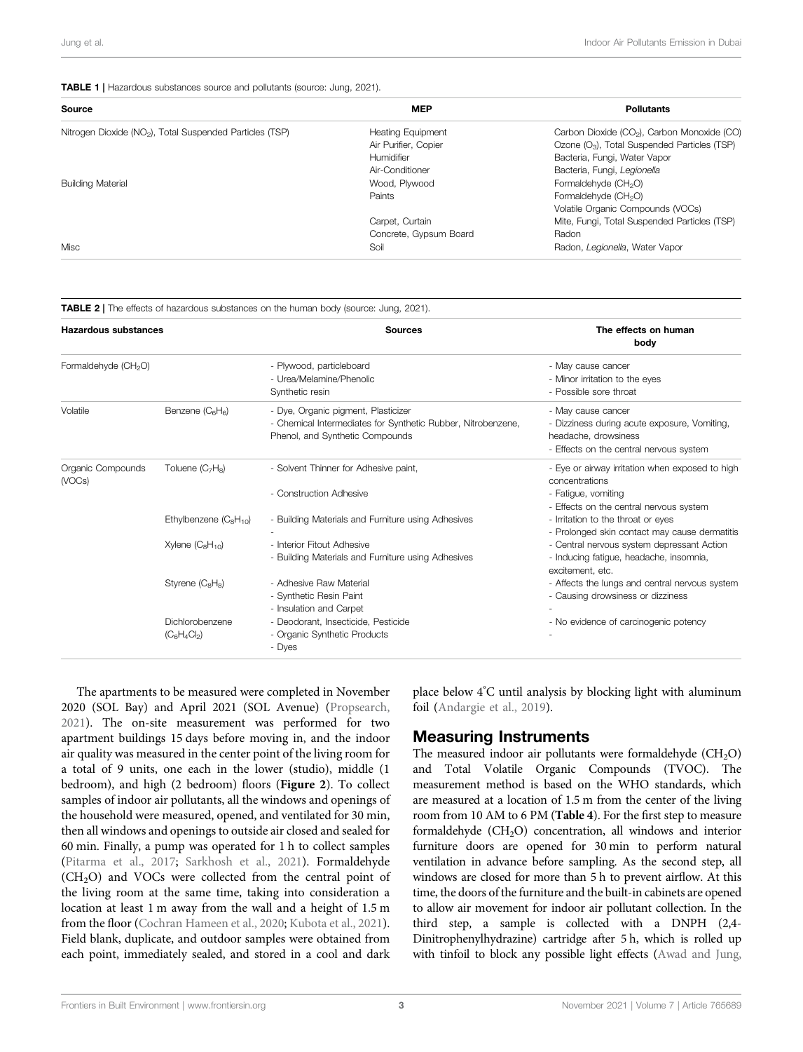**TABLE 1** | Hazardous substances source and pollutants (source: Jung, 2021).

| Source | MEP | Pollutants |
|---|---|---|
| Nitrogen Dioxide ($NO_2$), Total Suspended Particles (TSP) | Heating Equipment | Carbon Dioxide ($CO_2$), Carbon Monoxide (CO) |
| | Air Purifier, Copier | Ozone ($O_3$), Total Suspended Particles (TSP) |
| | Humidifier | Bacteria, Fungi, Water Vapor |
| | Air-Conditioner | Bacteria, Fungi, *Legionella* |
| Building Material | Wood, Plywood | Formaldehyde ($CH_2O$) |
| | Paints | Formaldehyde ($CH_2O$) Volatile Organic Compounds (VOCs) |
| | Carpet, Curtain | Mite, Fungi, Total Suspended Particles (TSP) |
| | Concrete, Gypsum Board | Radon |
| Misc | Soil | Radon, *Legionella*, Water Vapor |

**TABLE 2** | The effects of hazardous substances on the human body (source: Jung, 2021).

| Hazardous substances | | Sources | The effects on human body |
|---|---|---|---|
| Formaldehyde ($CH_2O$) | | - Plywood, particleboard<br>- Urea/Melamine/Phenolic<br>Synthetic resin | - May cause cancer<br>- Minor irritation to the eyes<br>- Possible sore throat |
| Volatile | Benzene ($C_6H_6$) | - Dye, Organic pigment, Plasticizer<br>- Chemical Intermediates for Synthetic Rubber, Nitrobenzene, Phenol, and Synthetic Compounds | - May cause cancer<br>- Dizziness during acute exposure, Vomiting, headache, drowsiness<br>- Effects on the central nervous system |
| Organic Compounds (VOCs) | Toluene ($C_7H_8$) | - Solvent Thinner for Adhesive paint,<br>- Construction Adhesive | - Eye or airway irritation when exposed to high concentrations<br>- Fatigue, vomiting<br>- Effects on the central nervous system |
| | Ethylbenzene ($C_8H_{10}$) | - Building Materials and Furniture using Adhesives<br>- | - Irritation to the throat or eyes<br>- Prolonged skin contact may cause dermatitis |
| | Xylene ($C_8H_{10}$) | - Interior Fitout Adhesive<br>- Building Materials and Furniture using Adhesives | - Central nervous system depressant Action<br>- Inducing fatigue, headache, insomnia, excitement, etc. |
| | Styrene ($C_8H_8$) | - Adhesive Raw Material<br>- Synthetic Resin Paint<br>- Insulation and Carpet | - Affects the lungs and central nervous system<br>- Causing drowsiness or dizziness<br>- |
| | Dichlorobenzene ($C_6H_4Cl_2$) | - Deodorant, Insecticide, Pesticide<br>- Organic Synthetic Products<br>- Dyes | - No evidence of carcinogenic potency<br>- |

The apartments to be measured were completed in November 2020 (SOL Bay) and April 2021 (SOL Avenue) (Propsearch, 2021). The on-site measurement was performed for two apartment buildings 15 days before moving in, and the indoor air quality was measured in the center point of the living room for a total of 9 units, one each in the lower (studio), middle (1 bedroom), and high (2 bedroom) floors (**Figure 2**). To collect samples of indoor air pollutants, all the windows and openings of the household were measured, opened, and ventilated for 30 min, then all windows and openings to outside air closed and sealed for 60 min. Finally, a pump was operated for 1 h to collect samples (Pitarma et al., 2017; Sarkhosh et al., 2021). Formaldehyde ($CH_2O$) and VOCs were collected from the central point of the living room at the same time, taking into consideration a location at least 1 m away from the wall and a height of 1.5 m from the floor (Cochran Hameen et al., 2020; Kubota et al., 2021). Field blank, duplicate, and outdoor samples were obtained from each point, immediately sealed, and stored in a cool and dark place below 4°C until analysis by blocking light with aluminum foil (Andargie et al., 2019).

## Measuring Instruments

The measured indoor air pollutants were formaldehyde ($CH_2O$) and Total Volatile Organic Compounds (TVOC). The measurement method is based on the WHO standards, which are measured at a location of 1.5 m from the center of the living room from 10 AM to 6 PM (**Table 4**). For the first step to measure formaldehyde ($CH_2O$) concentration, all windows and interior furniture doors are opened for 30 min to perform natural ventilation in advance before sampling. As the second step, all windows are closed for more than 5 h to prevent airflow. At this time, the doors of the furniture and the built-in cabinets are opened to allow air movement for indoor air pollutant collection. In the third step, a sample is collected with a DNPH (2,4-Dinitrophenylhydrazine) cartridge after 5 h, which is rolled up with tinfoil to block any possible light effects (Awad and Jung,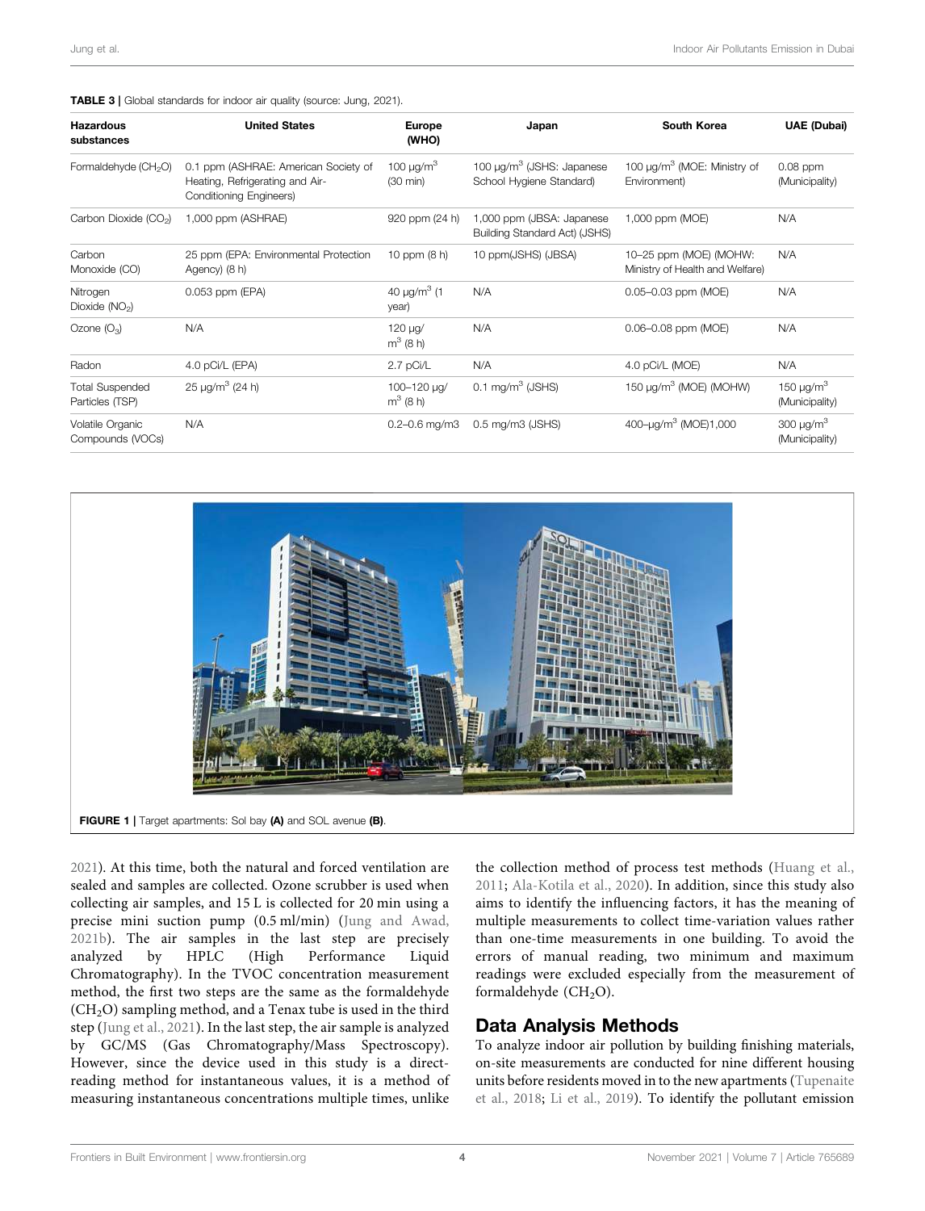**TABLE 3 |** Global standards for indoor air quality (source: Jung, 2021).

| Hazardous substances | United States | Europe (WHO) | Japan | South Korea | UAE (Dubai) |
|---|---|---|---|---|---|
| Formaldehyde ($CH_2O$) | 0.1 ppm (ASHRAE: American Society of Heating, Refrigerating and Air-Conditioning Engineers) | 100 μg/m$^3$ (30 min) | 100 μg/m$^3$ (JSHS: Japanese School Hygiene Standard) | 100 μg/m$^3$ (MOE: Ministry of Environment) | 0.08 ppm (Municipality) |
| Carbon Dioxide ($CO_2$) | 1,000 ppm (ASHRAE) | 920 ppm (24 h) | 1,000 ppm (JBSA: Japanese Building Standard Act) (JSHS) | 1,000 ppm (MOE) | N/A |
| Carbon Monoxide (CO) | 25 ppm (EPA: Environmental Protection Agency) (8 h) | 10 ppm (8 h) | 10 ppm(JSHS) (JBSA) | 10–25 ppm (MOE) (MOHW: Ministry of Health and Welfare) | N/A |
| Nitrogen Dioxide ($NO_2$) | 0.053 ppm (EPA) | 40 μg/m$^3$ (1 year) | N/A | 0.05–0.03 ppm (MOE) | N/A |
| Ozone ($O_3$) | N/A | 120 μg/m$^3$ (8 h) | N/A | 0.06–0.08 ppm (MOE) | N/A |
| Radon | 4.0 pCi/L (EPA) | 2.7 pCi/L | N/A | 4.0 pCi/L (MOE) | N/A |
| Total Suspended Particles (TSP) | 25 μg/m$^3$ (24 h) | 100–120 μg/m$^3$ (8 h) | 0.1 mg/m$^3$ (JSHS) | 150 μg/m$^3$ (MOE) (MOHW) | 150 μg/m$^3$ (Municipality) |
| Volatile Organic Compounds (VOCs) | N/A | 0.2–0.6 mg/m3 | 0.5 mg/m3 (JSHS) | 400–μg/m$^3$ (MOE)1,000 | 300 μg/m$^3$ (Municipality) |

**FIGURE 1 |** Target apartments: Sol bay **(A)** and SOL avenue **(B)**.

2021). At this time, both the natural and forced ventilation are sealed and samples are collected. Ozone scrubber is used when collecting air samples, and 15 L is collected for 20 min using a precise mini suction pump (0.5 ml/min) (Jung and Awad, 2021b). The air samples in the last step are precisely analyzed by HPLC (High Performance Liquid Chromatography). In the TVOC concentration measurement method, the first two steps are the same as the formaldehyde ($CH_2O$) sampling method, and a Tenax tube is used in the third step (Jung et al., 2021). In the last step, the air sample is analyzed by GC/MS (Gas Chromatography/Mass Spectroscopy). However, since the device used in this study is a direct-reading method for instantaneous values, it is a method of measuring instantaneous concentrations multiple times, unlike the collection method of process test methods (Huang et al., 2011; Ala-Kotila et al., 2020). In addition, since this study also aims to identify the influencing factors, it has the meaning of multiple measurements to collect time-variation values rather than one-time measurements in one building. To avoid the errors of manual reading, two minimum and maximum readings were excluded especially from the measurement of formaldehyde ($CH_2O$).

## Data Analysis Methods

To analyze indoor air pollution by building finishing materials, on-site measurements are conducted for nine different housing units before residents moved in to the new apartments (Tupenaite et al., 2018; Li et al., 2019). To identify the pollutant emission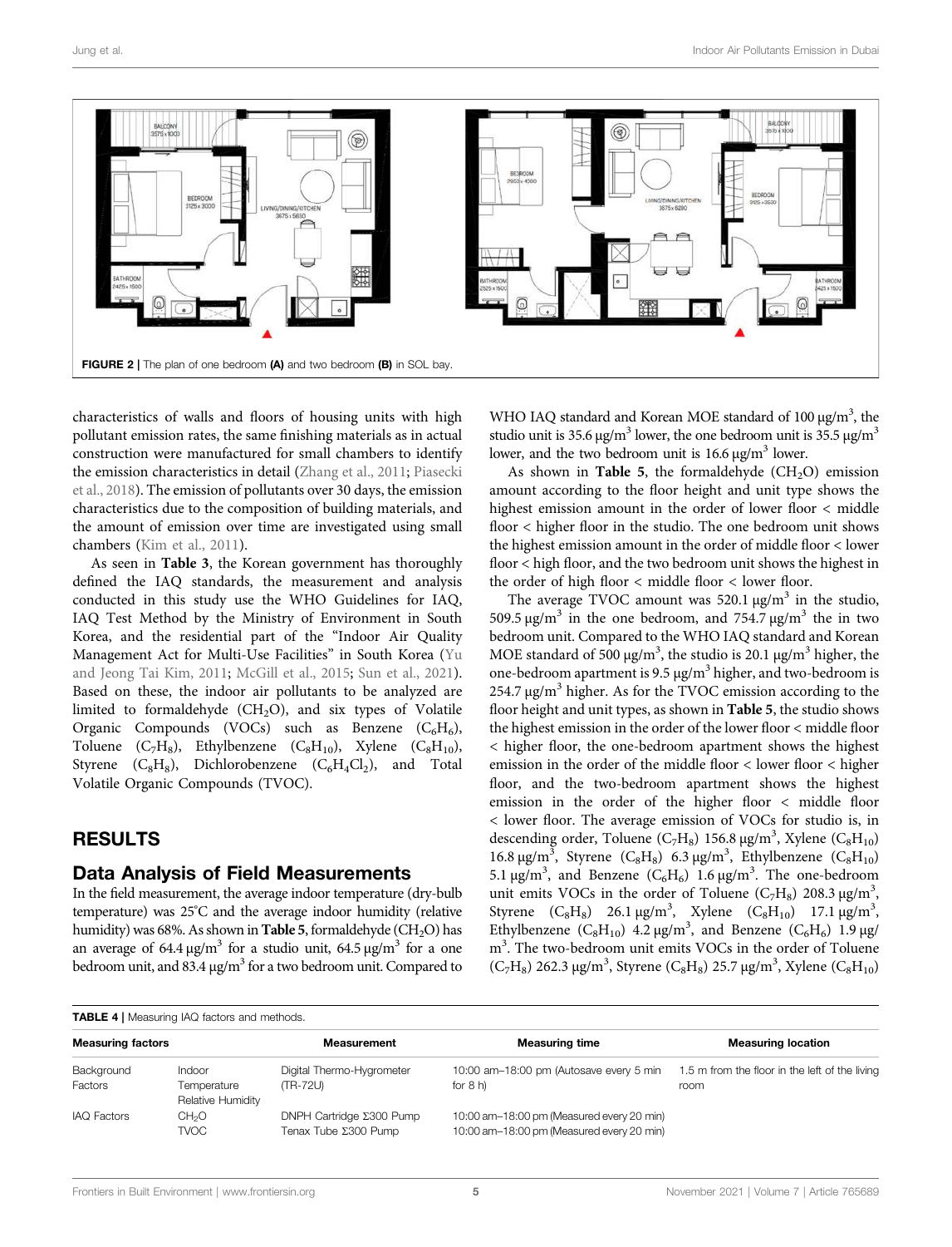FIGURE 2 | The plan of one bedroom **(A)** and two bedroom **(B)** in SOL bay.

characteristics of walls and floors of housing units with high pollutant emission rates, the same finishing materials as in actual construction were manufactured for small chambers to identify the emission characteristics in detail (Zhang et al., 2011; Piasecki et al., 2018). The emission of pollutants over 30 days, the emission characteristics due to the composition of building materials, and the amount of emission over time are investigated using small chambers (Kim et al., 2011).

As seen in **Table 3**, the Korean government has thoroughly defined the IAQ standards, the measurement and analysis conducted in this study use the WHO Guidelines for IAQ, IAQ Test Method by the Ministry of Environment in South Korea, and the residential part of the "Indoor Air Quality Management Act for Multi-Use Facilities" in South Korea (Yu and Jeong Tai Kim, 2011; McGill et al., 2015; Sun et al., 2021). Based on these, the indoor air pollutants to be analyzed are limited to formaldehyde ($CH_2O$), and six types of Volatile Organic Compounds (VOCs) such as Benzene ($C_6H_6$), Toluene ($C_7H_8$), Ethylbenzene ($C_8H_{10}$), Xylene ($C_8H_{10}$), Styrene ($C_8H_8$), Dichlorobenzene ($C_6H_4Cl_2$), and Total Volatile Organic Compounds (TVOC).

## RESULTS

### Data Analysis of Field Measurements

In the field measurement, the average indoor temperature (dry-bulb temperature) was 25°C and the average indoor humidity (relative humidity) was 68%. As shown in **Table 5**, formaldehyde ($CH_2O$) has an average of 64.4 μg/m$^3$ for a studio unit, 64.5 μg/m$^3$ for a one bedroom unit, and 83.4 μg/m$^3$ for a two bedroom unit. Compared to WHO IAQ standard and Korean MOE standard of 100 μg/m$^3$, the studio unit is 35.6 μg/m$^3$ lower, the one bedroom unit is 35.5 μg/m$^3$ lower, and the two bedroom unit is 16.6 μg/m$^3$ lower.

As shown in **Table 5**, the formaldehyde ($CH_2O$) emission amount according to the floor height and unit type shows the highest emission amount in the order of lower floor < middle floor < higher floor in the studio. The one bedroom unit shows the highest emission amount in the order of middle floor < lower floor < high floor, and the two bedroom unit shows the highest in the order of high floor < middle floor < lower floor.

The average TVOC amount was 520.1 μg/m$^3$ in the studio, 509.5 μg/m$^3$ in the one bedroom, and 754.7 μg/m$^3$ the in two bedroom unit. Compared to the WHO IAQ standard and Korean MOE standard of 500 μg/m$^3$, the studio is 20.1 μg/m$^3$ higher, the one-bedroom apartment is 9.5 μg/m$^3$ higher, and two-bedroom is 254.7 μg/m$^3$ higher. As for the TVOC emission according to the floor height and unit types, as shown in **Table 5**, the studio shows the highest emission in the order of the lower floor < middle floor < higher floor, the one-bedroom apartment shows the highest emission in the order of the middle floor < lower floor < higher floor, and the two-bedroom apartment shows the highest emission in the order of the higher floor < middle floor < lower floor. The average emission of VOCs for studio is, in descending order, Toluene ($C_7H_8$) 156.8 μg/m$^3$, Xylene ($C_8H_{10}$) 16.8 μg/m$^3$, Styrene ($C_8H_8$) 6.3 μg/m$^3$, Ethylbenzene ($C_8H_{10}$) 5.1 μg/m$^3$, and Benzene ($C_6H_6$) 1.6 μg/m$^3$. The one-bedroom unit emits VOCs in the order of Toluene ($C_7H_8$) 208.3 μg/m$^3$, Styrene ($C_8H_8$) 26.1 μg/m$^3$, Xylene ($C_8H_{10}$) 17.1 μg/m$^3$, Ethylbenzene ($C_8H_{10}$) 4.2 μg/m$^3$, and Benzene ($C_6H_6$) 1.9 μg/m$^3$. The two-bedroom unit emits VOCs in the order of Toluene ($C_7H_8$) 262.3 μg/m$^3$, Styrene ($C_8H_8$) 25.7 μg/m$^3$, Xylene ($C_8H_{10}$)

**TABLE 4** | Measuring IAQ factors and methods.

| Measuring factors | | Measurement | Measuring time | Measuring location |
|---|---|---|---|---|
| Background Factors | Indoor Temperature Relative Humidity | Digital Thermo-Hygrometer (TR-72U) | 10:00 am–18:00 pm (Autosave every 5 min for 8 h) | 1.5 m from the floor in the left of the living room |
| IAQ Factors | $CH_2O$ | DNPH Cartridge Σ300 Pump | 10:00 am–18:00 pm (Measured every 20 min) | |
| | TVOC | Tenax Tube Σ300 Pump | 10:00 am–18:00 pm (Measured every 20 min) | |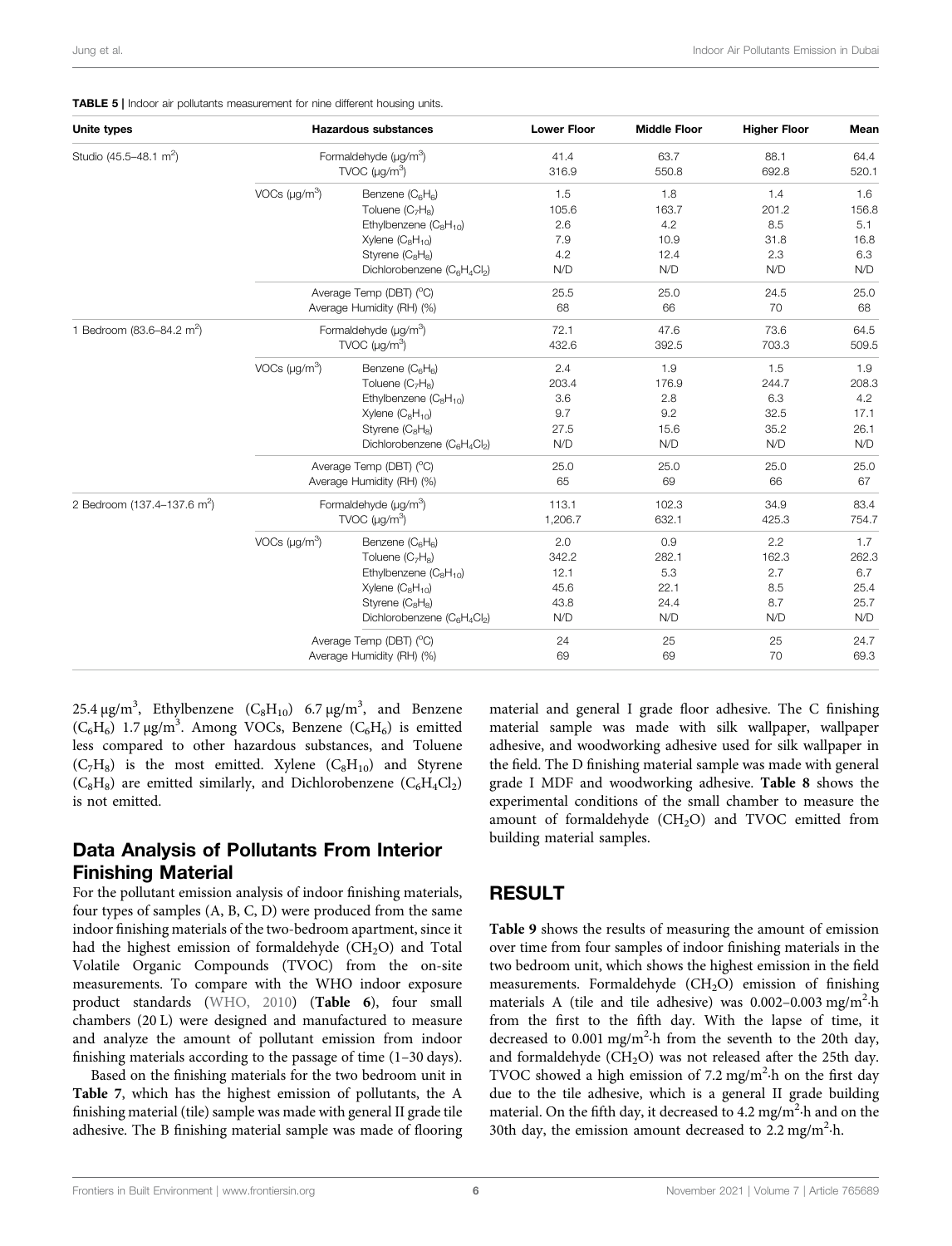**TABLE 5 |** Indoor air pollutants measurement for nine different housing units.

| Unite types | Hazardous substances | | Lower Floor | Middle Floor | Higher Floor | Mean |
|---|---|---|---|---|---|---|
| Studio (45.5–48.1 $m^2$) | Formaldehyde (μg/$m^3$) | | 41.4 | 63.7 | 88.1 | 64.4 |
| | TVOC (μg/$m^3$) | | 316.9 | 550.8 | 692.8 | 520.1 |
| | VOCs (μg/$m^3$) | Benzene ($C_6H_6$) | 1.5 | 1.8 | 1.4 | 1.6 |
| | | Toluene ($C_7H_8$) | 105.6 | 163.7 | 201.2 | 156.8 |
| | | Ethylbenzene ($C_8H_{10}$) | 2.6 | 4.2 | 8.5 | 5.1 |
| | | Xylene ($C_8H_{10}$) | 7.9 | 10.9 | 31.8 | 16.8 |
| | | Styrene ($C_8H_8$) | 4.2 | 12.4 | 2.3 | 6.3 |
| | | Dichlorobenzene ($C_6H_4Cl_2$) | N/D | N/D | N/D | N/D |
| | Average Temp (DBT) (°C) | | 25.5 | 25.0 | 24.5 | 25.0 |
| | Average Humidity (RH) (%) | | 68 | 66 | 70 | 68 |
| 1 Bedroom (83.6–84.2 $m^2$) | Formaldehyde (μg/$m^3$) | | 72.1 | 47.6 | 73.6 | 64.5 |
| | TVOC (μg/$m^3$) | | 432.6 | 392.5 | 703.3 | 509.5 |
| | VOCs (μg/$m^3$) | Benzene ($C_6H_6$) | 2.4 | 1.9 | 1.5 | 1.9 |
| | | Toluene ($C_7H_8$) | 203.4 | 176.9 | 244.7 | 208.3 |
| | | Ethylbenzene ($C_8H_{10}$) | 3.6 | 2.8 | 6.3 | 4.2 |
| | | Xylene ($C_8H_{10}$) | 9.7 | 9.2 | 32.5 | 17.1 |
| | | Styrene ($C_8H_8$) | 27.5 | 15.6 | 35.2 | 26.1 |
| | | Dichlorobenzene ($C_6H_4Cl_2$) | N/D | N/D | N/D | N/D |
| | Average Temp (DBT) (°C) | | 25.0 | 25.0 | 25.0 | 25.0 |
| | Average Humidity (RH) (%) | | 65 | 69 | 66 | 67 |
| 2 Bedroom (137.4–137.6 $m^2$) | Formaldehyde (μg/$m^3$) | | 113.1 | 102.3 | 34.9 | 83.4 |
| | TVOC (μg/$m^3$) | | 1,206.7 | 632.1 | 425.3 | 754.7 |
| | VOCs (μg/$m^3$) | Benzene ($C_6H_6$) | 2.0 | 0.9 | 2.2 | 1.7 |
| | | Toluene ($C_7H_8$) | 342.2 | 282.1 | 162.3 | 262.3 |
| | | Ethylbenzene ($C_8H_{10}$) | 12.1 | 5.3 | 2.7 | 6.7 |
| | | Xylene ($C_8H_{10}$) | 45.6 | 22.1 | 8.5 | 25.4 |
| | | Styrene ($C_8H_8$) | 43.8 | 24.4 | 8.7 | 25.7 |
| | | Dichlorobenzene ($C_6H_4Cl_2$) | N/D | N/D | N/D | N/D |
| | Average Temp (DBT) (°C) | | 24 | 25 | 25 | 24.7 |
| | Average Humidity (RH) (%) | | 69 | 69 | 70 | 69.3 |

25.4 μg/$m^3$, Ethylbenzene ($C_8H_{10}$) 6.7 μg/$m^3$, and Benzene ($C_6H_6$) 1.7 μg/$m^3$. Among VOCs, Benzene ($C_6H_6$) is emitted less compared to other hazardous substances, and Toluene ($C_7H_8$) is the most emitted. Xylene ($C_8H_{10}$) and Styrene ($C_8H_8$) are emitted similarly, and Dichlorobenzene ($C_6H_4Cl_2$) is not emitted.

## Data Analysis of Pollutants From Interior Finishing Material

For the pollutant emission analysis of indoor finishing materials, four types of samples (A, B, C, D) were produced from the same indoor finishing materials of the two-bedroom apartment, since it had the highest emission of formaldehyde ($CH_2O$) and Total Volatile Organic Compounds (TVOC) from the on-site measurements. To compare with the WHO indoor exposure product standards (WHO, 2010) (**Table 6**), four small chambers (20 L) were designed and manufactured to measure and analyze the amount of pollutant emission from indoor finishing materials according to the passage of time (1–30 days).

Based on the finishing materials for the two bedroom unit in **Table 7**, which has the highest emission of pollutants, the A finishing material (tile) sample was made with general II grade tile adhesive. The B finishing material sample was made of flooring material and general I grade floor adhesive. The C finishing material sample was made with silk wallpaper, wallpaper adhesive, and woodworking adhesive used for silk wallpaper in the field. The D finishing material sample was made with general grade I MDF and woodworking adhesive. **Table 8** shows the experimental conditions of the small chamber to measure the amount of formaldehyde ($CH_2O$) and TVOC emitted from building material samples.

# RESULT

**Table 9** shows the results of measuring the amount of emission over time from four samples of indoor finishing materials in the two bedroom unit, which shows the highest emission in the field measurements. Formaldehyde ($CH_2O$) emission of finishing materials A (tile and tile adhesive) was 0.002–0.003 mg/$m^2$·h from the first to the fifth day. With the lapse of time, it decreased to 0.001 mg/$m^2$·h from the seventh to the 20th day, and formaldehyde ($CH_2O$) was not released after the 25th day. TVOC showed a high emission of 7.2 mg/$m^2$·h on the first day due to the tile adhesive, which is a general II grade building material. On the fifth day, it decreased to 4.2 mg/$m^2$·h and on the 30th day, the emission amount decreased to 2.2 mg/$m^2$·h.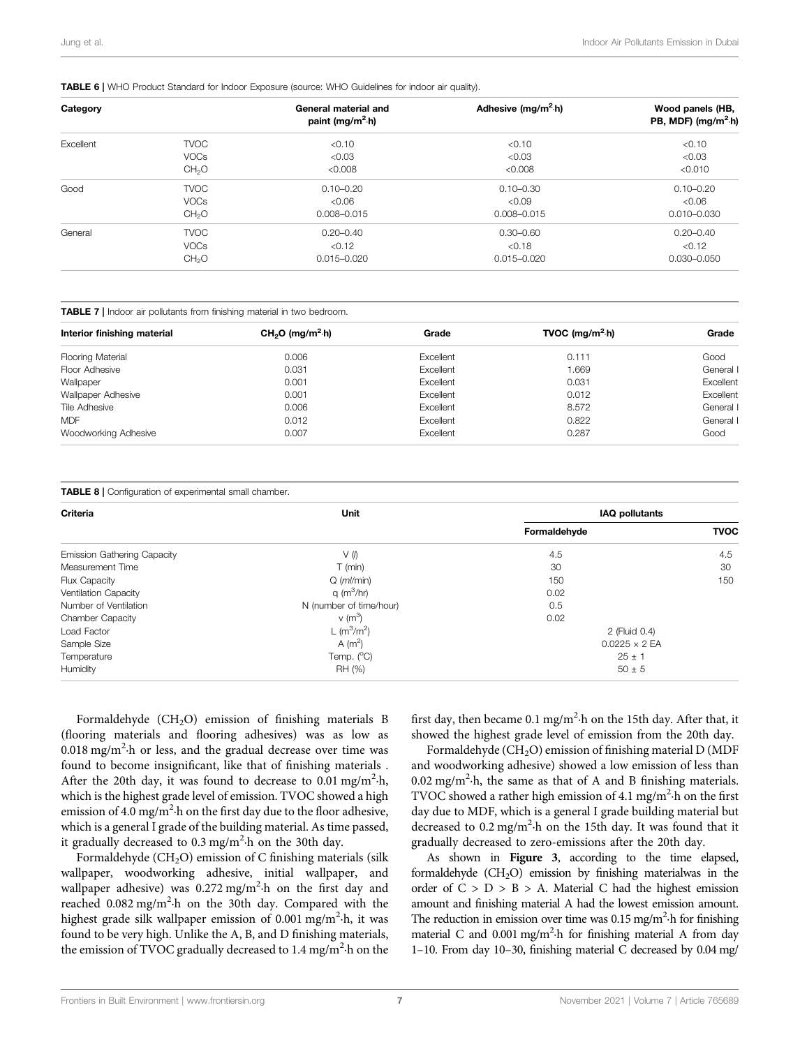**TABLE 6** | WHO Product Standard for Indoor Exposure (source: WHO Guidelines for indoor air quality).

| Category | | General material and paint ($mg/m^2{\cdot}h$) | Adhesive ($mg/m^2{\cdot}h$) | Wood panels (HB, PB, MDF) ($mg/m^2{\cdot}h$) |
|---|---|---|---|---|
| Excellent | TVOC | <0.10 | <0.10 | <0.10 |
| | VOCs | <0.03 | <0.03 | <0.03 |
| | $CH_2O$ | <0.008 | <0.008 | <0.010 |
| Good | TVOC | 0.10–0.20 | 0.10–0.30 | 0.10–0.20 |
| | VOCs | <0.06 | <0.09 | <0.06 |
| | $CH_2O$ | 0.008–0.015 | 0.008–0.015 | 0.010–0.030 |
| General | TVOC | 0.20–0.40 | 0.30–0.60 | 0.20–0.40 |
| | VOCs | <0.12 | <0.18 | <0.12 |
| | $CH_2O$ | 0.015–0.020 | 0.015–0.020 | 0.030–0.050 |

**TABLE 7** | Indoor air pollutants from finishing material in two bedroom.

| Interior finishing material | $CH_2O$ ($mg/m^2{\cdot}h$) | Grade | TVOC ($mg/m^2{\cdot}h$) | Grade |
|---|---|---|---|---|
| Flooring Material | 0.006 | Excellent | 0.111 | Good |
| Floor Adhesive | 0.031 | Excellent | 1.669 | General I |
| Wallpaper | 0.001 | Excellent | 0.031 | Excellent |
| Wallpaper Adhesive | 0.001 | Excellent | 0.012 | Excellent |
| Tile Adhesive | 0.006 | Excellent | 8.572 | General I |
| MDF | 0.012 | Excellent | 0.822 | General I |
| Woodworking Adhesive | 0.007 | Excellent | 0.287 | Good |

**TABLE 8** | Configuration of experimental small chamber.

| Criteria | Unit | IAQ pollutants | |
|---|---|---|---|
| | | Formaldehyde | TVOC |
| Emission Gathering Capacity | V (*l*) | 4.5 | 4.5 |
| Measurement Time | T (min) | 30 | 30 |
| Flux Capacity | Q (*ml*/min) | 150 | 150 |
| Ventilation Capacity | q ($m^3$/hr) | 0.02 | |
| Number of Ventilation | N (number of time/hour) | 0.5 | |
| Chamber Capacity | v ($m^3$) | 0.02 | |
| Load Factor | L ($m^3/m^2$) | 2 (Fluid 0.4) | |
| Sample Size | A ($m^2$) | 0.0225 × 2 EA | |
| Temperature | Temp. (°C) | 25 ± 1 | |
| Humidity | RH (%) | 50 ± 5 | |

Formaldehyde ($CH_2O$) emission of finishing materials B (flooring materials and flooring adhesives) was as low as 0.018 $mg/m^2{\cdot}h$ or less, and the gradual decrease over time was found to become insignificant, like that of finishing materials . After the 20th day, it was found to decrease to 0.01 $mg/m^2{\cdot}h$, which is the highest grade level of emission. TVOC showed a high emission of 4.0 $mg/m^2{\cdot}h$ on the first day due to the floor adhesive, which is a general I grade of the building material. As time passed, it gradually decreased to 0.3 $mg/m^2{\cdot}h$ on the 30th day.

Formaldehyde ($CH_2O$) emission of C finishing materials (silk wallpaper, woodworking adhesive, initial wallpaper, and wallpaper adhesive) was 0.272 $mg/m^2{\cdot}h$ on the first day and reached 0.082 $mg/m^2{\cdot}h$ on the 30th day. Compared with the highest grade silk wallpaper emission of 0.001 $mg/m^2{\cdot}h$, it was found to be very high. Unlike the A, B, and D finishing materials, the emission of TVOC gradually decreased to 1.4 $mg/m^2{\cdot}h$ on the first day, then became 0.1 $mg/m^2{\cdot}h$ on the 15th day. After that, it showed the highest grade level of emission from the 20th day.

Formaldehyde ($CH_2O$) emission of finishing material D (MDF and woodworking adhesive) showed a low emission of less than 0.02 $mg/m^2{\cdot}h$, the same as that of A and B finishing materials. TVOC showed a rather high emission of 4.1 $mg/m^2{\cdot}h$ on the first day due to MDF, which is a general I grade building material but decreased to 0.2 $mg/m^2{\cdot}h$ on the 15th day. It was found that it gradually decreased to zero-emissions after the 20th day.

As shown in **Figure 3**, according to the time elapsed, formaldehyde ($CH_2O$) emission by finishing materialwas in the order of C > D > B > A. Material C had the highest emission amount and finishing material A had the lowest emission amount. The reduction in emission over time was 0.15 $mg/m^2{\cdot}h$ for finishing material C and 0.001 $mg/m^2{\cdot}h$ for finishing material A from day 1–10. From day 10–30, finishing material C decreased by 0.04 mg/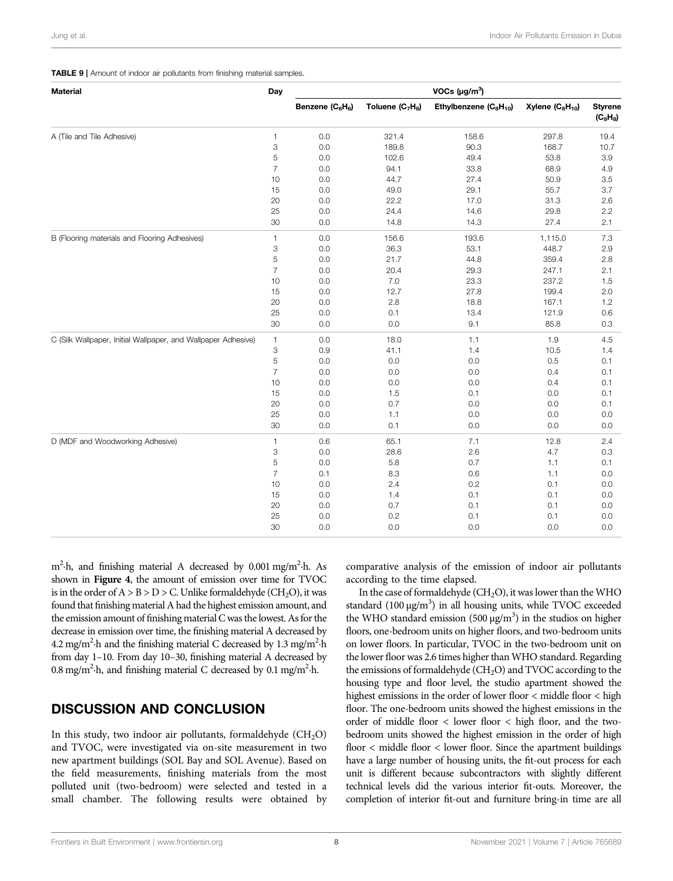**TABLE 9** | Amount of indoor air pollutants from finishing material samples.

| Material | Day | VOCs ($\mu g/m^3$) | | | | |
|---|---|---|---|---|---|---|
| | | Benzene ($C_6H_6$) | Toluene ($C_7H_8$) | Ethylbenzene ($C_8H_{10}$) | Xylene ($C_8H_{10}$) | Styrene ($C_8H_8$) |
| A (Tile and Tile Adhesive) | 1 | 0.0 | 321.4 | 158.6 | 297.8 | 19.4 |
| | 3 | 0.0 | 189.8 | 90.3 | 168.7 | 10.7 |
| | 5 | 0.0 | 102.6 | 49.4 | 53.8 | 3.9 |
| | 7 | 0.0 | 94.1 | 33.8 | 68.9 | 4.9 |
| | 10 | 0.0 | 44.7 | 27.4 | 50.9 | 3.5 |
| | 15 | 0.0 | 49.0 | 29.1 | 55.7 | 3.7 |
| | 20 | 0.0 | 22.2 | 17.0 | 31.3 | 2.6 |
| | 25 | 0.0 | 24.4 | 14.6 | 29.8 | 2.2 |
| | 30 | 0.0 | 14.8 | 14.3 | 27.4 | 2.1 |
| B (Flooring materials and Flooring Adhesives) | 1 | 0.0 | 156.6 | 193.6 | 1,115.0 | 7.3 |
| | 3 | 0.0 | 36.3 | 53.1 | 448.7 | 2.9 |
| | 5 | 0.0 | 21.7 | 44.8 | 359.4 | 2.8 |
| | 7 | 0.0 | 20.4 | 29.3 | 247.1 | 2.1 |
| | 10 | 0.0 | 7.0 | 23.3 | 237.2 | 1.5 |
| | 15 | 0.0 | 12.7 | 27.8 | 199.4 | 2.0 |
| | 20 | 0.0 | 2.8 | 18.8 | 167.1 | 1.2 |
| | 25 | 0.0 | 0.1 | 13.4 | 121.9 | 0.6 |
| | 30 | 0.0 | 0.0 | 9.1 | 85.8 | 0.3 |
| C (Silk Wallpaper, Initial Wallpaper, and Wallpaper Adhesive) | 1 | 0.0 | 18.0 | 1.1 | 1.9 | 4.5 |
| | 3 | 0.9 | 41.1 | 1.4 | 10.5 | 1.4 |
| | 5 | 0.0 | 0.0 | 0.0 | 0.5 | 0.1 |
| | 7 | 0.0 | 0.0 | 0.0 | 0.4 | 0.1 |
| | 10 | 0.0 | 0.0 | 0.0 | 0.4 | 0.1 |
| | 15 | 0.0 | 1.5 | 0.1 | 0.0 | 0.1 |
| | 20 | 0.0 | 0.7 | 0.0 | 0.0 | 0.1 |
| | 25 | 0.0 | 1.1 | 0.0 | 0.0 | 0.0 |
| | 30 | 0.0 | 0.1 | 0.0 | 0.0 | 0.0 |
| D (MDF and Woodworking Adhesive) | 1 | 0.6 | 65.1 | 7.1 | 12.8 | 2.4 |
| | 3 | 0.0 | 28.6 | 2.6 | 4.7 | 0.3 |
| | 5 | 0.0 | 5.8 | 0.7 | 1.1 | 0.1 |
| | 7 | 0.1 | 8.3 | 0.6 | 1.1 | 0.0 |
| | 10 | 0.0 | 2.4 | 0.2 | 0.1 | 0.0 |
| | 15 | 0.0 | 1.4 | 0.1 | 0.1 | 0.0 |
| | 20 | 0.0 | 0.7 | 0.1 | 0.1 | 0.0 |
| | 25 | 0.0 | 0.2 | 0.1 | 0.1 | 0.0 |
| | 30 | 0.0 | 0.0 | 0.0 | 0.0 | 0.0 |

$m^2 \cdot h$, and finishing material A decreased by 0.001 $mg/m^2 \cdot h$. As shown in **Figure 4**, the amount of emission over time for TVOC is in the order of A > B > D > C. Unlike formaldehyde ($CH_2O$), it was found that finishing material A had the highest emission amount, and the emission amount of finishing material C was the lowest. As for the decrease in emission over time, the finishing material A decreased by 4.2 $mg/m^2 \cdot h$ and the finishing material C decreased by 1.3 $mg/m^2 \cdot h$ from day 1–10. From day 10–30, finishing material A decreased by 0.8 $mg/m^2 \cdot h$, and finishing material C decreased by 0.1 $mg/m^2 \cdot h$.

## DISCUSSION AND CONCLUSION

In this study, two indoor air pollutants, formaldehyde ($CH_2O$) and TVOC, were investigated via on-site measurement in two new apartment buildings (SOL Bay and SOL Avenue). Based on the field measurements, finishing materials from the most polluted unit (two-bedroom) were selected and tested in a small chamber. The following results were obtained by comparative analysis of the emission of indoor air pollutants according to the time elapsed.

In the case of formaldehyde ($CH_2O$), it was lower than the WHO standard (100 $\mu g/m^3$) in all housing units, while TVOC exceeded the WHO standard emission (500 $\mu g/m^3$) in the studios on higher floors, one-bedroom units on higher floors, and two-bedroom units on lower floors. In particular, TVOC in the two-bedroom unit on the lower floor was 2.6 times higher than WHO standard. Regarding the emissions of formaldehyde ($CH_2O$) and TVOC according to the housing type and floor level, the studio apartment showed the highest emissions in the order of lower floor < middle floor < high floor. The one-bedroom units showed the highest emissions in the order of middle floor < lower floor < high floor, and the two-bedroom units showed the highest emission in the order of high floor < middle floor < lower floor. Since the apartment buildings have a large number of housing units, the fit-out process for each unit is different because subcontractors with slightly different technical levels did the various interior fit-outs. Moreover, the completion of interior fit-out and furniture bring-in time are all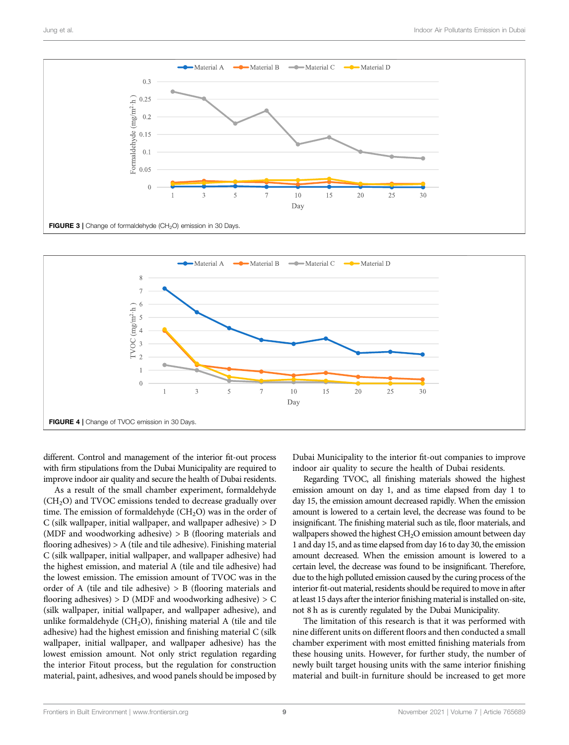FIGURE 3 | Change of formaldehyde ($CH_2O$) emission in 30 Days.

FIGURE 4 | Change of TVOC emission in 30 Days.

different. Control and management of the interior fit-out process with firm stipulations from the Dubai Municipality are required to improve indoor air quality and secure the health of Dubai residents.

As a result of the small chamber experiment, formaldehyde ($CH_2O$) and TVOC emissions tended to decrease gradually over time. The emission of formaldehyde ($CH_2O$) was in the order of C (silk wallpaper, initial wallpaper, and wallpaper adhesive) > D (MDF and woodworking adhesive) > B (flooring materials and flooring adhesives) > A (tile and tile adhesive). Finishing material C (silk wallpaper, initial wallpaper, and wallpaper adhesive) had the highest emission, and material A (tile and tile adhesive) had the lowest emission. The emission amount of TVOC was in the order of A (tile and tile adhesive) > B (flooring materials and flooring adhesives) > D (MDF and woodworking adhesive) > C (silk wallpaper, initial wallpaper, and wallpaper adhesive), and unlike formaldehyde ($CH_2O$), finishing material A (tile and tile adhesive) had the highest emission and finishing material C (silk wallpaper, initial wallpaper, and wallpaper adhesive) has the lowest emission amount. Not only strict regulation regarding the interior Fitout process, but the regulation for construction material, paint, adhesives, and wood panels should be imposed by Dubai Municipality to the interior fit-out companies to improve indoor air quality to secure the health of Dubai residents.

Regarding TVOC, all finishing materials showed the highest emission amount on day 1, and as time elapsed from day 1 to day 15, the emission amount decreased rapidly. When the emission amount is lowered to a certain level, the decrease was found to be insignificant. The finishing material such as tile, floor materials, and wallpapers showed the highest $CH_2O$ emission amount between day 1 and day 15, and as time elapsed from day 16 to day 30, the emission amount decreased. When the emission amount is lowered to a certain level, the decrease was found to be insignificant. Therefore, due to the high polluted emission caused by the curing process of the interior fit-out material, residents should be required to move in after at least 15 days after the interior finishing material is installed on-site, not 8 h as is curently regulated by the Dubai Municipality.

The limitation of this research is that it was performed with nine different units on different floors and then conducted a small chamber experiment with most emitted finishing materials from these housing units. However, for further study, the number of newly built target housing units with the same interior finishing material and built-in furniture should be increased to get more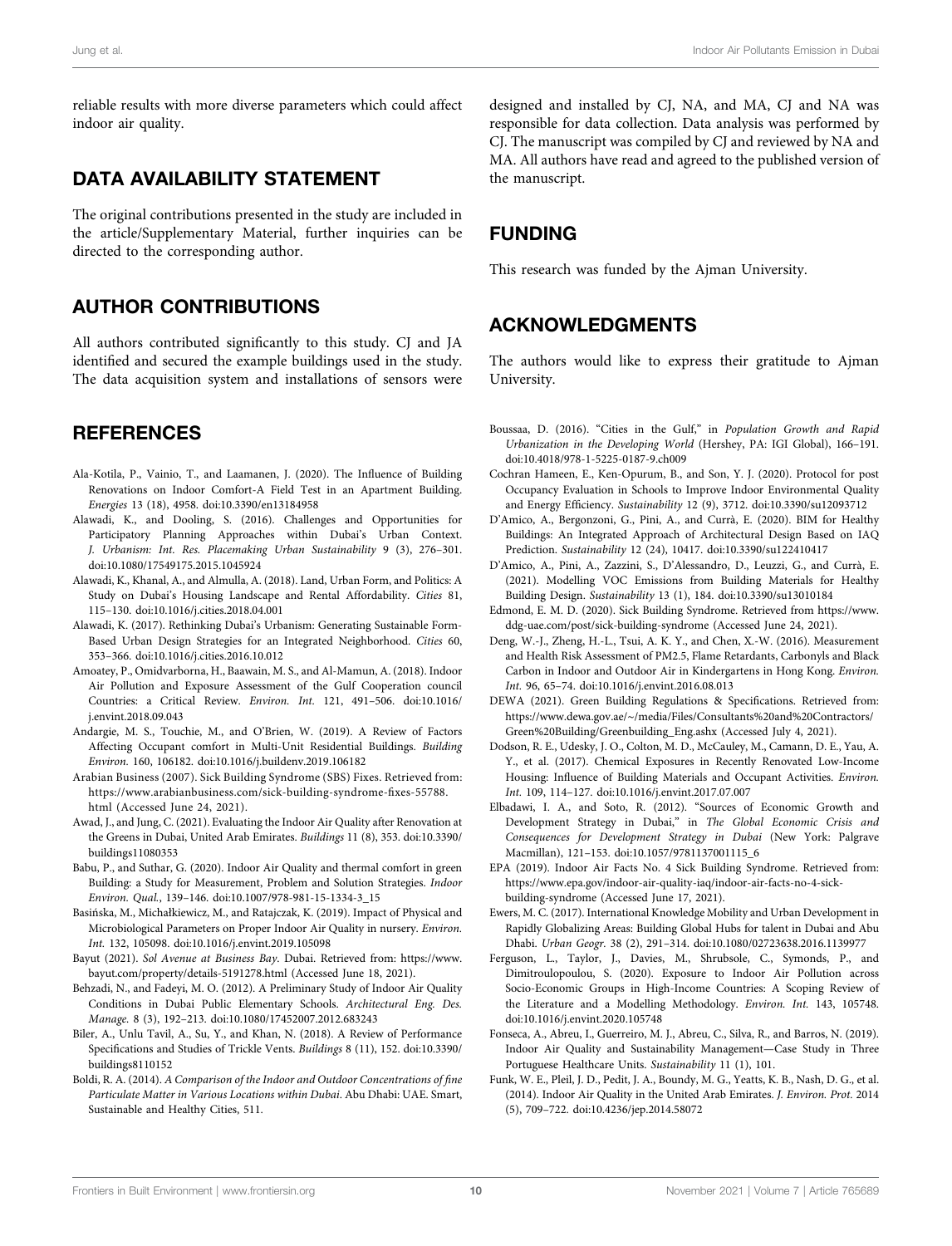reliable results with more diverse parameters which could affect indoor air quality.

## DATA AVAILABILITY STATEMENT

The original contributions presented in the study are included in the article/Supplementary Material, further inquiries can be directed to the corresponding author.

## AUTHOR CONTRIBUTIONS

All authors contributed significantly to this study. CJ and JA identified and secured the example buildings used in the study. The data acquisition system and installations of sensors were designed and installed by CJ, NA, and MA, CJ and NA was responsible for data collection. Data analysis was performed by CJ. The manuscript was compiled by CJ and reviewed by NA and MA. All authors have read and agreed to the published version of the manuscript.

## FUNDING

This research was funded by the Ajman University.

## ACKNOWLEDGMENTS

The authors would like to express their gratitude to Ajman University.

## REFERENCES

Ala-Kotila, P., Vainio, T., and Laamanen, J. (2020). The Influence of Building Renovations on Indoor Comfort-A Field Test in an Apartment Building. *Energies* 13 (18), 4958. doi:10.3390/en13184958

Alawadi, K., and Dooling, S. (2016). Challenges and Opportunities for Participatory Planning Approaches within Dubai's Urban Context. *J. Urbanism: Int. Res. Placemaking Urban Sustainability* 9 (3), 276–301. doi:10.1080/17549175.2015.1045924

Alawadi, K., Khanal, A., and Almulla, A. (2018). Land, Urban Form, and Politics: A Study on Dubai's Housing Landscape and Rental Affordability. *Cities* 81, 115–130. doi:10.1016/j.cities.2018.04.001

Alawadi, K. (2017). Rethinking Dubai's Urbanism: Generating Sustainable Form-Based Urban Design Strategies for an Integrated Neighborhood. *Cities* 60, 353–366. doi:10.1016/j.cities.2016.10.012

Amoatey, P., Omidvarborna, H., Baawain, M. S., and Al-Mamun, A. (2018). Indoor Air Pollution and Exposure Assessment of the Gulf Cooperation council Countries: a Critical Review. *Environ. Int.* 121, 491–506. doi:10.1016/j.envint.2018.09.043

Andargie, M. S., Touchie, M., and O'Brien, W. (2019). A Review of Factors Affecting Occupant comfort in Multi-Unit Residential Buildings. *Building Environ.* 160, 106182. doi:10.1016/j.buildenv.2019.106182

Arabian Business (2007). Sick Building Syndrome (SBS) Fixes. Retrieved from: https://www.arabianbusiness.com/sick-building-syndrome-fixes-55788.html (Accessed June 24, 2021).

Awad, J., and Jung, C. (2021). Evaluating the Indoor Air Quality after Renovation at the Greens in Dubai, United Arab Emirates. *Buildings* 11 (8), 353. doi:10.3390/buildings11080353

Babu, P., and Suthar, G. (2020). Indoor Air Quality and thermal comfort in green Building: a Study for Measurement, Problem and Solution Strategies. *Indoor Environ. Qual.*, 139–146. doi:10.1007/978-981-15-1334-3_15

Basińska, M., Michałkiewicz, M., and Ratajczak, K. (2019). Impact of Physical and Microbiological Parameters on Proper Indoor Air Quality in nursery. *Environ. Int.* 132, 105098. doi:10.1016/j.envint.2019.105098

Bayut (2021). *Sol Avenue at Business Bay*. Dubai. Retrieved from: https://www.bayut.com/property/details-5191278.html (Accessed June 18, 2021).

Behzadi, N., and Fadeyi, M. O. (2012). A Preliminary Study of Indoor Air Quality Conditions in Dubai Public Elementary Schools. *Architectural Eng. Des. Manage.* 8 (3), 192–213. doi:10.1080/17452007.2012.683243

Biler, A., Unlu Tavil, A., Su, Y., and Khan, N. (2018). A Review of Performance Specifications and Studies of Trickle Vents. *Buildings* 8 (11), 152. doi:10.3390/buildings8110152

Boldi, R. A. (2014). *A Comparison of the Indoor and Outdoor Concentrations of fine Particulate Matter in Various Locations within Dubai*. Abu Dhabi: UAE. Smart, Sustainable and Healthy Cities, 511.

Boussaa, D. (2016). "Cities in the Gulf," in *Population Growth and Rapid Urbanization in the Developing World* (Hershey, PA: IGI Global), 166–191. doi:10.4018/978-1-5225-0187-9.ch009

Cochran Hameen, E., Ken-Opurum, B., and Son, Y. J. (2020). Protocol for post Occupancy Evaluation in Schools to Improve Indoor Environmental Quality and Energy Efficiency. *Sustainability* 12 (9), 3712. doi:10.3390/su12093712

D'Amico, A., Bergonzoni, G., Pini, A., and Currà, E. (2020). BIM for Healthy Buildings: An Integrated Approach of Architectural Design Based on IAQ Prediction. *Sustainability* 12 (24), 10417. doi:10.3390/su122410417

D'Amico, A., Pini, A., Zazzini, S., D'Alessandro, D., Leuzzi, G., and Currà, E. (2021). Modelling VOC Emissions from Building Materials for Healthy Building Design. *Sustainability* 13 (1), 184. doi:10.3390/su13010184

Edmond, E. M. D. (2020). Sick Building Syndrome. Retrieved from https://www.ddg-uae.com/post/sick-building-syndrome (Accessed June 24, 2021).

Deng, W.-J., Zheng, H.-L., Tsui, A. K. Y., and Chen, X.-W. (2016). Measurement and Health Risk Assessment of PM2.5, Flame Retardants, Carbonyls and Black Carbon in Indoor and Outdoor Air in Kindergartens in Hong Kong. *Environ. Int.* 96, 65–74. doi:10.1016/j.envint.2016.08.013

DEWA (2021). Green Building Regulations & Specifications. Retrieved from: https://www.dewa.gov.ae/~/media/Files/Consultants%20and%20Contractors/Green%20Building/Greenbuilding_Eng.ashx (Accessed July 4, 2021).

Dodson, R. E., Udesky, J. O., Colton, M. D., McCauley, M., Camann, D. E., Yau, A. Y., et al. (2017). Chemical Exposures in Recently Renovated Low-Income Housing: Influence of Building Materials and Occupant Activities. *Environ. Int.* 109, 114–127. doi:10.1016/j.envint.2017.07.007

Elbadawi, I. A., and Soto, R. (2012). "Sources of Economic Growth and Development Strategy in Dubai," in *The Global Economic Crisis and Consequences for Development Strategy in Dubai* (New York: Palgrave Macmillan), 121–153. doi:10.1057/9781137001115_6

EPA (2019). Indoor Air Facts No. 4 Sick Building Syndrome. Retrieved from: https://www.epa.gov/indoor-air-quality-iaq/indoor-air-facts-no-4-sick-building-syndrome (Accessed June 17, 2021).

Ewers, M. C. (2017). International Knowledge Mobility and Urban Development in Rapidly Globalizing Areas: Building Global Hubs for talent in Dubai and Abu Dhabi. *Urban Geogr.* 38 (2), 291–314. doi:10.1080/02723638.2016.1139977

Ferguson, L., Taylor, J., Davies, M., Shrubsole, C., Symonds, P., and Dimitroulopoulou, S. (2020). Exposure to Indoor Air Pollution across Socio-Economic Groups in High-Income Countries: A Scoping Review of the Literature and a Modelling Methodology. *Environ. Int.* 143, 105748. doi:10.1016/j.envint.2020.105748

Fonseca, A., Abreu, I., Guerreiro, M. J., Abreu, C., Silva, R., and Barros, N. (2019). Indoor Air Quality and Sustainability Management—Case Study in Three Portuguese Healthcare Units. *Sustainability* 11 (1), 101.

Funk, W. E., Pleil, J. D., Pedit, J. A., Boundy, M. G., Yeatts, K. B., Nash, D. G., et al. (2014). Indoor Air Quality in the United Arab Emirates. *J. Environ. Prot.* 2014 (5), 709–722. doi:10.4236/jep.2014.58072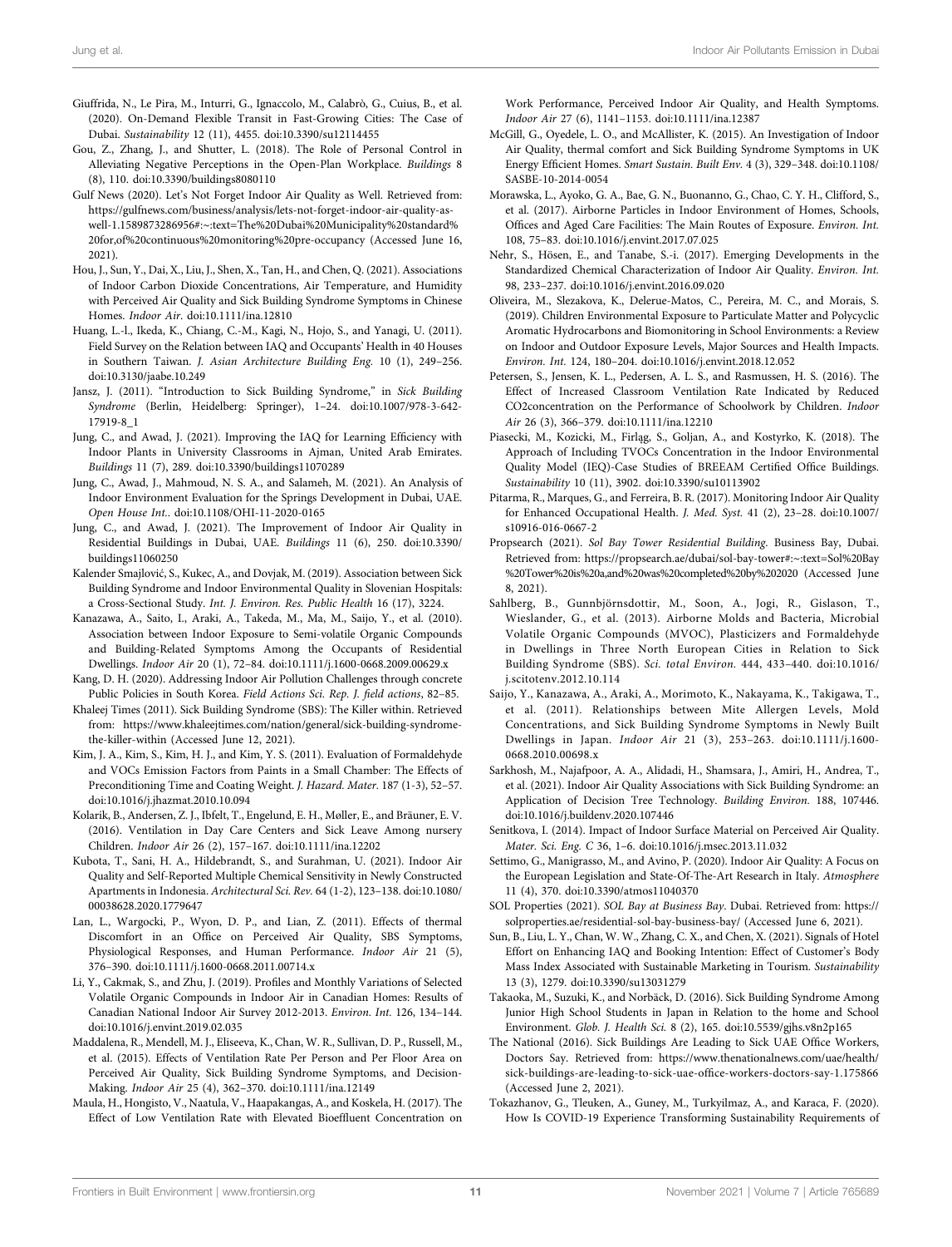Giuffrida, N., Le Pira, M., Inturri, G., Ignaccolo, M., Calabrò, G., Cuius, B., et al. (2020). On-Demand Flexible Transit in Fast-Growing Cities: The Case of Dubai. *Sustainability* 12 (11), 4455. doi:10.3390/su12114455

Gou, Z., Zhang, J., and Shutter, L. (2018). The Role of Personal Control in Alleviating Negative Perceptions in the Open-Plan Workplace. *Buildings* 8 (8), 110. doi:10.3390/buildings8080110

Gulf News (2020). Let's Not Forget Indoor Air Quality as Well. Retrieved from: https://gulfnews.com/business/analysis/lets-not-forget-indoor-air-quality-as-well-1.1589873286956#:~:text=The%20Dubai%20Municipality%20standard%20for,of%20continuous%20monitoring%20pre-occupancy (Accessed June 16, 2021).

Hou, J., Sun, Y., Dai, X., Liu, J., Shen, X., Tan, H., and Chen, Q. (2021). Associations of Indoor Carbon Dioxide Concentrations, Air Temperature, and Humidity with Perceived Air Quality and Sick Building Syndrome Symptoms in Chinese Homes. *Indoor Air*. doi:10.1111/ina.12810

Huang, L.-l., Ikeda, K., Chiang, C.-M., Kagi, N., Hojo, S., and Yanagi, U. (2011). Field Survey on the Relation between IAQ and Occupants' Health in 40 Houses in Southern Taiwan. *J. Asian Architecture Building Eng.* 10 (1), 249–256. doi:10.3130/jaabe.10.249

Jansz, J. (2011). "Introduction to Sick Building Syndrome," in *Sick Building Syndrome* (Berlin, Heidelberg: Springer), 1–24. doi:10.1007/978-3-642-17919-8_1

Jung, C., and Awad, J. (2021). Improving the IAQ for Learning Efficiency with Indoor Plants in University Classrooms in Ajman, United Arab Emirates. *Buildings* 11 (7), 289. doi:10.3390/buildings11070289

Jung, C., Awad, J., Mahmoud, N. S. A., and Salameh, M. (2021). An Analysis of Indoor Environment Evaluation for the Springs Development in Dubai, UAE. *Open House Int.*. doi:10.1108/OHI-11-2020-0165

Jung, C., and Awad, J. (2021). The Improvement of Indoor Air Quality in Residential Buildings in Dubai, UAE. *Buildings* 11 (6), 250. doi:10.3390/buildings11060250

Kalender Smajlović, S., Kukec, A., and Dovjak, M. (2019). Association between Sick Building Syndrome and Indoor Environmental Quality in Slovenian Hospitals: a Cross-Sectional Study. *Int. J. Environ. Res. Public Health* 16 (17), 3224.

Kanazawa, A., Saito, I., Araki, A., Takeda, M., Ma, M., Saijo, Y., et al. (2010). Association between Indoor Exposure to Semi-volatile Organic Compounds and Building-Related Symptoms Among the Occupants of Residential Dwellings. *Indoor Air* 20 (1), 72–84. doi:10.1111/j.1600-0668.2009.00629.x

Kang, D. H. (2020). Addressing Indoor Air Pollution Challenges through concrete Public Policies in South Korea. *Field Actions Sci. Rep. J. field actions*, 82–85.

Khaleej Times (2011). Sick Building Syndrome (SBS): The Killer within. Retrieved from: https://www.khaleejtimes.com/nation/general/sick-building-syndrome-the-killer-within (Accessed June 12, 2021).

Kim, J. A., Kim, S., Kim, H. J., and Kim, Y. S. (2011). Evaluation of Formaldehyde and VOCs Emission Factors from Paints in a Small Chamber: The Effects of Preconditioning Time and Coating Weight. *J. Hazard. Mater.* 187 (1-3), 52–57. doi:10.1016/j.jhazmat.2010.10.094

Kolarik, B., Andersen, Z. J., Ibfelt, T., Engelund, E. H., Møller, E., and Bräuner, E. V. (2016). Ventilation in Day Care Centers and Sick Leave Among nursery Children. *Indoor Air* 26 (2), 157–167. doi:10.1111/ina.12202

Kubota, T., Sani, H. A., Hildebrandt, S., and Surahman, U. (2021). Indoor Air Quality and Self-Reported Multiple Chemical Sensitivity in Newly Constructed Apartments in Indonesia. *Architectural Sci. Rev.* 64 (1-2), 123–138. doi:10.1080/00038628.2020.1779647

Lan, L., Wargocki, P., Wyon, D. P., and Lian, Z. (2011). Effects of thermal Discomfort in an Office on Perceived Air Quality, SBS Symptoms, Physiological Responses, and Human Performance. *Indoor Air* 21 (5), 376–390. doi:10.1111/j.1600-0668.2011.00714.x

Li, Y., Cakmak, S., and Zhu, J. (2019). Profiles and Monthly Variations of Selected Volatile Organic Compounds in Indoor Air in Canadian Homes: Results of Canadian National Indoor Air Survey 2012-2013. *Environ. Int.* 126, 134–144. doi:10.1016/j.envint.2019.02.035

Maddalena, R., Mendell, M. J., Eliseeva, K., Chan, W. R., Sullivan, D. P., Russell, M., et al. (2015). Effects of Ventilation Rate Per Person and Per Floor Area on Perceived Air Quality, Sick Building Syndrome Symptoms, and Decision-Making. *Indoor Air* 25 (4), 362–370. doi:10.1111/ina.12149

Maula, H., Hongisto, V., Naatula, V., Haapakangas, A., and Koskela, H. (2017). The Effect of Low Ventilation Rate with Elevated Bioeffluent Concentration on Work Performance, Perceived Indoor Air Quality, and Health Symptoms. *Indoor Air* 27 (6), 1141–1153. doi:10.1111/ina.12387

McGill, G., Oyedele, L. O., and McAllister, K. (2015). An Investigation of Indoor Air Quality, thermal comfort and Sick Building Syndrome Symptoms in UK Energy Efficient Homes. *Smart Sustain. Built Env.* 4 (3), 329–348. doi:10.1108/SASBE-10-2014-0054

Morawska, L., Ayoko, G. A., Bae, G. N., Buonanno, G., Chao, C. Y. H., Clifford, S., et al. (2017). Airborne Particles in Indoor Environment of Homes, Schools, Offices and Aged Care Facilities: The Main Routes of Exposure. *Environ. Int.* 108, 75–83. doi:10.1016/j.envint.2017.07.025

Nehr, S., Hösen, E., and Tanabe, S.-i. (2017). Emerging Developments in the Standardized Chemical Characterization of Indoor Air Quality. *Environ. Int.* 98, 233–237. doi:10.1016/j.envint.2016.09.020

Oliveira, M., Slezakova, K., Delerue-Matos, C., Pereira, M. C., and Morais, S. (2019). Children Environmental Exposure to Particulate Matter and Polycyclic Aromatic Hydrocarbons and Biomonitoring in School Environments: a Review on Indoor and Outdoor Exposure Levels, Major Sources and Health Impacts. *Environ. Int.* 124, 180–204. doi:10.1016/j.envint.2018.12.052

Petersen, S., Jensen, K. L., Pedersen, A. L. S., and Rasmussen, H. S. (2016). The Effect of Increased Classroom Ventilation Rate Indicated by Reduced CO2concentration on the Performance of Schoolwork by Children. *Indoor Air* 26 (3), 366–379. doi:10.1111/ina.12210

Piasecki, M., Kozicki, M., Firląg, S., Goljan, A., and Kostyrko, K. (2018). The Approach of Including TVOCs Concentration in the Indoor Environmental Quality Model (IEQ)-Case Studies of BREEAM Certified Office Buildings. *Sustainability* 10 (11), 3902. doi:10.3390/su10113902

Pitarma, R., Marques, G., and Ferreira, B. R. (2017). Monitoring Indoor Air Quality for Enhanced Occupational Health. *J. Med. Syst.* 41 (2), 23–28. doi:10.1007/s10916-016-0667-2

Propsearch (2021). *Sol Bay Tower Residential Building*. Business Bay, Dubai. Retrieved from: https://propsearch.ae/dubai/sol-bay-tower#:~:text=Sol%20Bay%20Tower%20is%20a,and%20was%20completed%20by%202020 (Accessed June 8, 2021).

Sahlberg, B., Gunnbjörnsdottir, M., Soon, A., Jogi, R., Gislason, T., Wieslander, G., et al. (2013). Airborne Molds and Bacteria, Microbial Volatile Organic Compounds (MVOC), Plasticizers and Formaldehyde in Dwellings in Three North European Cities in Relation to Sick Building Syndrome (SBS). *Sci. total Environ.* 444, 433–440. doi:10.1016/j.scitotenv.2012.10.114

Saijo, Y., Kanazawa, A., Araki, A., Morimoto, K., Nakayama, K., Takigawa, T., et al. (2011). Relationships between Mite Allergen Levels, Mold Concentrations, and Sick Building Syndrome Symptoms in Newly Built Dwellings in Japan. *Indoor Air* 21 (3), 253–263. doi:10.1111/j.1600-0668.2010.00698.x

Sarkhosh, M., Najafpoor, A. A., Alidadi, H., Shamsara, J., Amiri, H., Andrea, T., et al. (2021). Indoor Air Quality Associations with Sick Building Syndrome: an Application of Decision Tree Technology. *Building Environ.* 188, 107446. doi:10.1016/j.buildenv.2020.107446

Senitkova, I. (2014). Impact of Indoor Surface Material on Perceived Air Quality. *Mater. Sci. Eng. C* 36, 1–6. doi:10.1016/j.msec.2013.11.032

Settimo, G., Manigrasso, M., and Avino, P. (2020). Indoor Air Quality: A Focus on the European Legislation and State-Of-The-Art Research in Italy. *Atmosphere* 11 (4), 370. doi:10.3390/atmos11040370

SOL Properties (2021). *SOL Bay at Business Bay*. Dubai. Retrieved from: https://solproperties.ae/residential-sol-bay-business-bay/ (Accessed June 6, 2021).

Sun, B., Liu, L. Y., Chan, W. W., Zhang, C. X., and Chen, X. (2021). Signals of Hotel Effort on Enhancing IAQ and Booking Intention: Effect of Customer's Body Mass Index Associated with Sustainable Marketing in Tourism. *Sustainability* 13 (3), 1279. doi:10.3390/su13031279

Takaoka, M., Suzuki, K., and Norbäck, D. (2016). Sick Building Syndrome Among Junior High School Students in Japan in Relation to the home and School Environment. *Glob. J. Health Sci.* 8 (2), 165. doi:10.5539/gjhs.v8n2p165

The National (2016). Sick Buildings Are Leading to Sick UAE Office Workers, Doctors Say. Retrieved from: https://www.thenationalnews.com/uae/health/sick-buildings-are-leading-to-sick-uae-office-workers-doctors-say-1.175866 (Accessed June 2, 2021).

Tokazhanov, G., Tleuken, A., Guney, M., Turkyilmaz, A., and Karaca, F. (2020). How Is COVID-19 Experience Transforming Sustainability Requirements of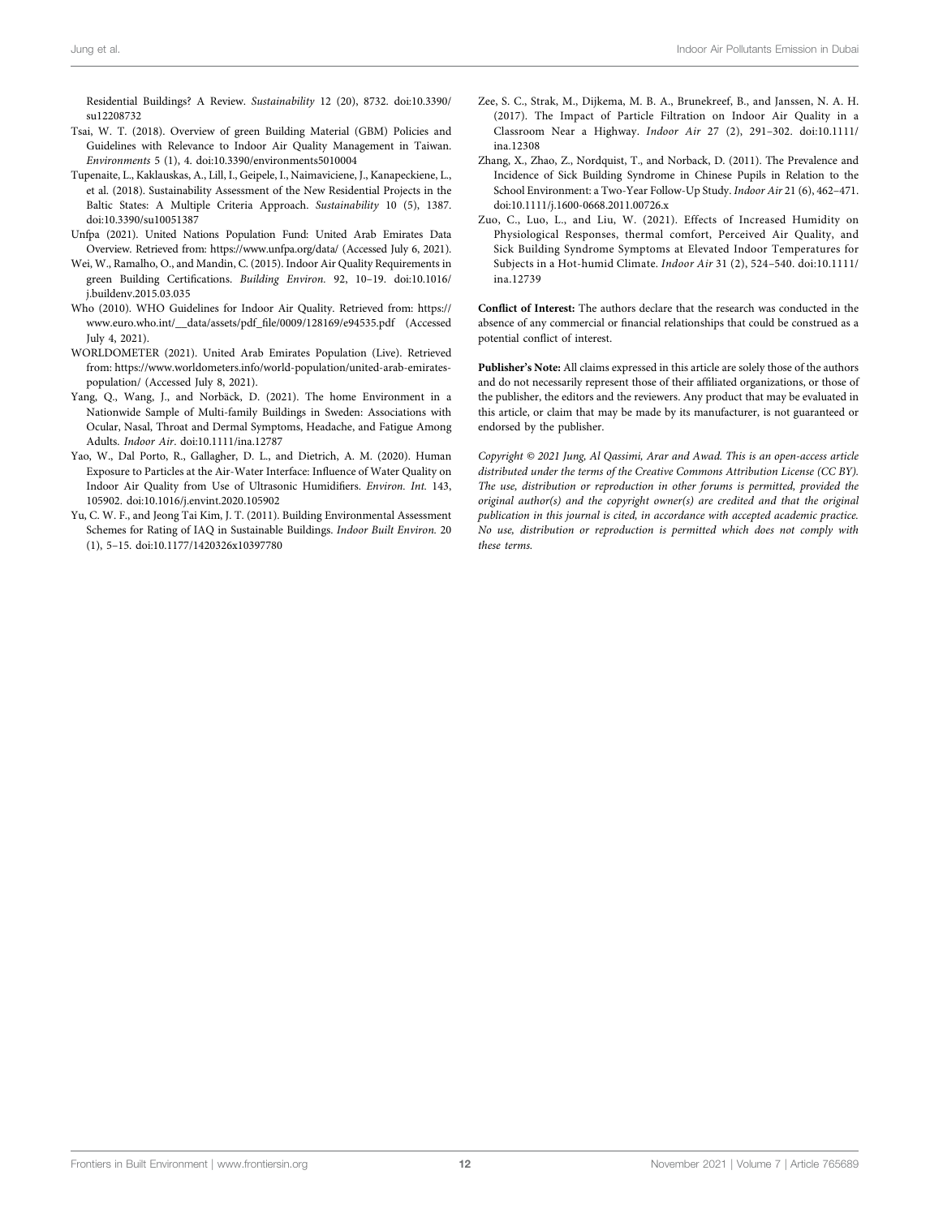Residential Buildings? A Review. *Sustainability* 12 (20), 8732. doi:10.3390/su12208732

Tsai, W. T. (2018). Overview of green Building Material (GBM) Policies and Guidelines with Relevance to Indoor Air Quality Management in Taiwan. *Environments* 5 (1), 4. doi:10.3390/environments5010004

Tupenaite, L., Kaklauskas, A., Lill, I., Geipele, I., Naimaviciene, J., Kanapeckiene, L., et al. (2018). Sustainability Assessment of the New Residential Projects in the Baltic States: A Multiple Criteria Approach. *Sustainability* 10 (5), 1387. doi:10.3390/su10051387

Unfpa (2021). United Nations Population Fund: United Arab Emirates Data Overview. Retrieved from: https://www.unfpa.org/data/ (Accessed July 6, 2021).

Wei, W., Ramalho, O., and Mandin, C. (2015). Indoor Air Quality Requirements in green Building Certifications. *Building Environ.* 92, 10–19. doi:10.1016/j.buildenv.2015.03.035

Who (2010). WHO Guidelines for Indoor Air Quality. Retrieved from: https://www.euro.who.int/__data/assets/pdf_file/0009/128169/e94535.pdf (Accessed July 4, 2021).

WORLDOMETER (2021). United Arab Emirates Population (Live). Retrieved from: https://www.worldometers.info/world-population/united-arab-emirates-population/ (Accessed July 8, 2021).

Yang, Q., Wang, J., and Norbäck, D. (2021). The home Environment in a Nationwide Sample of Multi-family Buildings in Sweden: Associations with Ocular, Nasal, Throat and Dermal Symptoms, Headache, and Fatigue Among Adults. *Indoor Air*. doi:10.1111/ina.12787

Yao, W., Dal Porto, R., Gallagher, D. L., and Dietrich, A. M. (2020). Human Exposure to Particles at the Air-Water Interface: Influence of Water Quality on Indoor Air Quality from Use of Ultrasonic Humidifiers. *Environ. Int.* 143, 105902. doi:10.1016/j.envint.2020.105902

Yu, C. W. F., and Jeong Tai Kim, J. T. (2011). Building Environmental Assessment Schemes for Rating of IAQ in Sustainable Buildings. *Indoor Built Environ.* 20 (1), 5–15. doi:10.1177/1420326x10397780

Zee, S. C., Strak, M., Dijkema, M. B. A., Brunekreef, B., and Janssen, N. A. H. (2017). The Impact of Particle Filtration on Indoor Air Quality in a Classroom Near a Highway. *Indoor Air* 27 (2), 291–302. doi:10.1111/ina.12308

Zhang, X., Zhao, Z., Nordquist, T., and Norback, D. (2011). The Prevalence and Incidence of Sick Building Syndrome in Chinese Pupils in Relation to the School Environment: a Two-Year Follow-Up Study. *Indoor Air* 21 (6), 462–471. doi:10.1111/j.1600-0668.2011.00726.x

Zuo, C., Luo, L., and Liu, W. (2021). Effects of Increased Humidity on Physiological Responses, thermal comfort, Perceived Air Quality, and Sick Building Syndrome Symptoms at Elevated Indoor Temperatures for Subjects in a Hot-humid Climate. *Indoor Air* 31 (2), 524–540. doi:10.1111/ina.12739

**Conflict of Interest:** The authors declare that the research was conducted in the absence of any commercial or financial relationships that could be construed as a potential conflict of interest.

**Publisher's Note:** All claims expressed in this article are solely those of the authors and do not necessarily represent those of their affiliated organizations, or those of the publisher, the editors and the reviewers. Any product that may be evaluated in this article, or claim that may be made by its manufacturer, is not guaranteed or endorsed by the publisher.

*Copyright © 2021 Jung, Al Qassimi, Arar and Awad. This is an open-access article distributed under the terms of the Creative Commons Attribution License (CC BY). The use, distribution or reproduction in other forums is permitted, provided the original author(s) and the copyright owner(s) are credited and that the original publication in this journal is cited, in accordance with accepted academic practice. No use, distribution or reproduction is permitted which does not comply with these terms.*